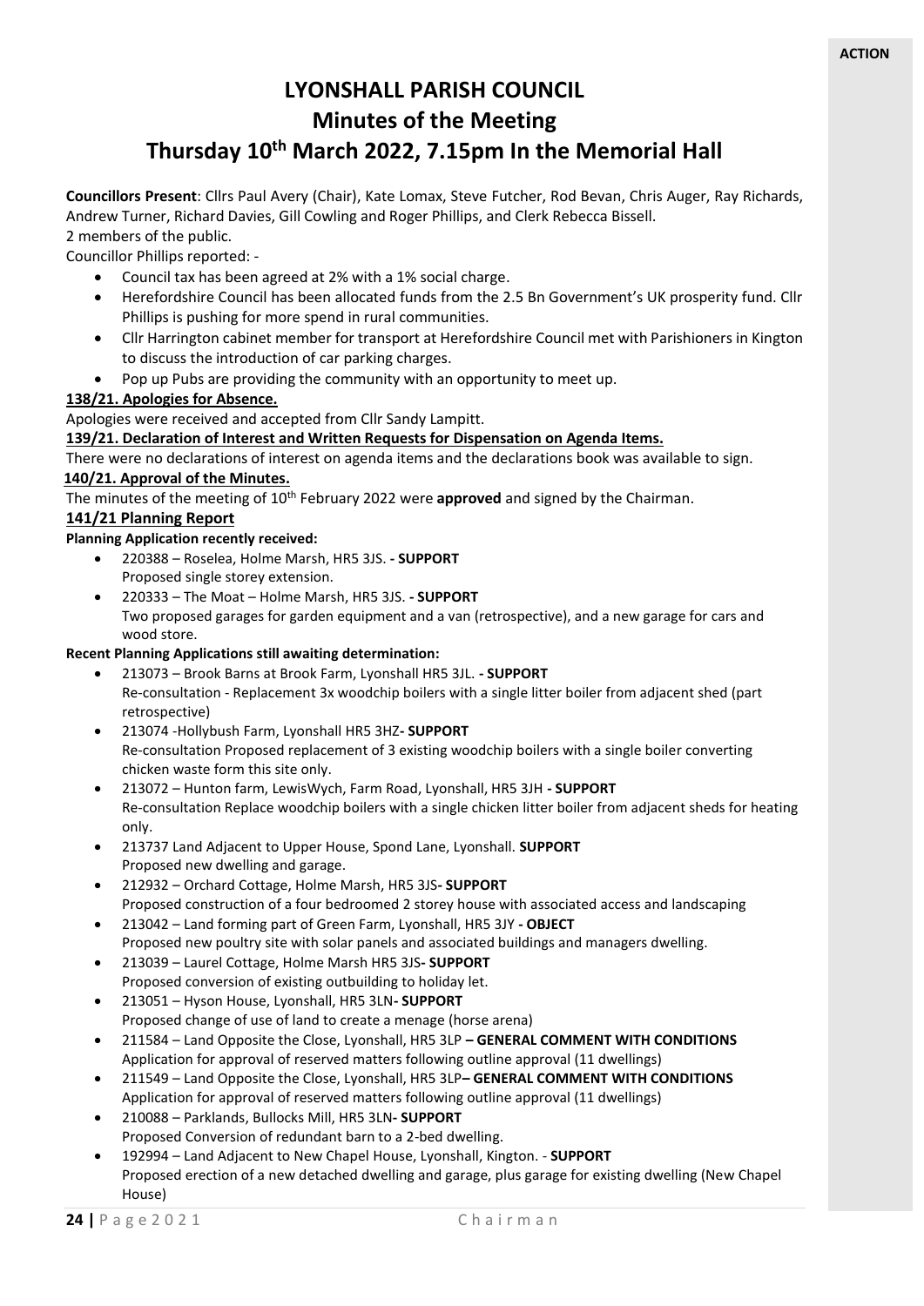**ACTION**

# LYONSHALL PARISH COUNCIL
# Minutes of the Meeting
# Thursday 10th March 2022, 7.15pm In the Memorial Hall

**Councillors Present**: Cllrs Paul Avery (Chair), Kate Lomax, Steve Futcher, Rod Bevan, Chris Auger, Ray Richards, Andrew Turner, Richard Davies, Gill Cowling and Roger Phillips, and Clerk Rebecca Bissell.
2 members of the public.
Councillor Phillips reported: -

- Council tax has been agreed at 2% with a 1% social charge.
- Herefordshire Council has been allocated funds from the 2.5 Bn Government's UK prosperity fund. Cllr Phillips is pushing for more spend in rural communities.
- Cllr Harrington cabinet member for transport at Herefordshire Council met with Parishioners in Kington to discuss the introduction of car parking charges.
- Pop up Pubs are providing the community with an opportunity to meet up.

**138/21. Apologies for Absence.**

Apologies were received and accepted from Cllr Sandy Lampitt.

**139/21. Declaration of Interest and Written Requests for Dispensation on Agenda Items.**

There were no declarations of interest on agenda items and the declarations book was available to sign.

**140/21. Approval of the Minutes.**

The minutes of the meeting of 10th February 2022 were **approved** and signed by the Chairman.

**141/21 Planning Report**

**Planning Application recently received:**

- 220388 – Roselea, Holme Marsh, HR5 3JS. **- SUPPORT**
  Proposed single storey extension.
- 220333 – The Moat – Holme Marsh, HR5 3JS. **- SUPPORT**
  Two proposed garages for garden equipment and a van (retrospective), and a new garage for cars and wood store.

**Recent Planning Applications still awaiting determination:**

- 213073 – Brook Barns at Brook Farm, Lyonshall HR5 3JL. **- SUPPORT**
  Re-consultation - Replacement 3x woodchip boilers with a single litter boiler from adjacent shed (part retrospective)
- 213074 -Hollybush Farm, Lyonshall HR5 3HZ**- SUPPORT**
  Re-consultation Proposed replacement of 3 existing woodchip boilers with a single boiler converting chicken waste form this site only.
- 213072 – Hunton farm, LewisWych, Farm Road, Lyonshall, HR5 3JH **- SUPPORT**
  Re-consultation Replace woodchip boilers with a single chicken litter boiler from adjacent sheds for heating only.
- 213737 Land Adjacent to Upper House, Spond Lane, Lyonshall. **SUPPORT**
  Proposed new dwelling and garage.
- 212932 – Orchard Cottage, Holme Marsh, HR5 3JS**- SUPPORT**
  Proposed construction of a four bedroomed 2 storey house with associated access and landscaping
- 213042 – Land forming part of Green Farm, Lyonshall, HR5 3JY **- OBJECT**
  Proposed new poultry site with solar panels and associated buildings and managers dwelling.
- 213039 – Laurel Cottage, Holme Marsh HR5 3JS**- SUPPORT**
  Proposed conversion of existing outbuilding to holiday let.
- 213051 – Hyson House, Lyonshall, HR5 3LN**- SUPPORT**
  Proposed change of use of land to create a menage (horse arena)
- 211584 – Land Opposite the Close, Lyonshall, HR5 3LP **– GENERAL COMMENT WITH CONDITIONS**
  Application for approval of reserved matters following outline approval (11 dwellings)
- 211549 – Land Opposite the Close, Lyonshall, HR5 3LP**– GENERAL COMMENT WITH CONDITIONS**
  Application for approval of reserved matters following outline approval (11 dwellings)
- 210088 – Parklands, Bullocks Mill, HR5 3LN**- SUPPORT**
  Proposed Conversion of redundant barn to a 2-bed dwelling.
- 192994 – Land Adjacent to New Chapel House, Lyonshall, Kington. - **SUPPORT**
  Proposed erection of a new detached dwelling and garage, plus garage for existing dwelling (New Chapel House)

Chairman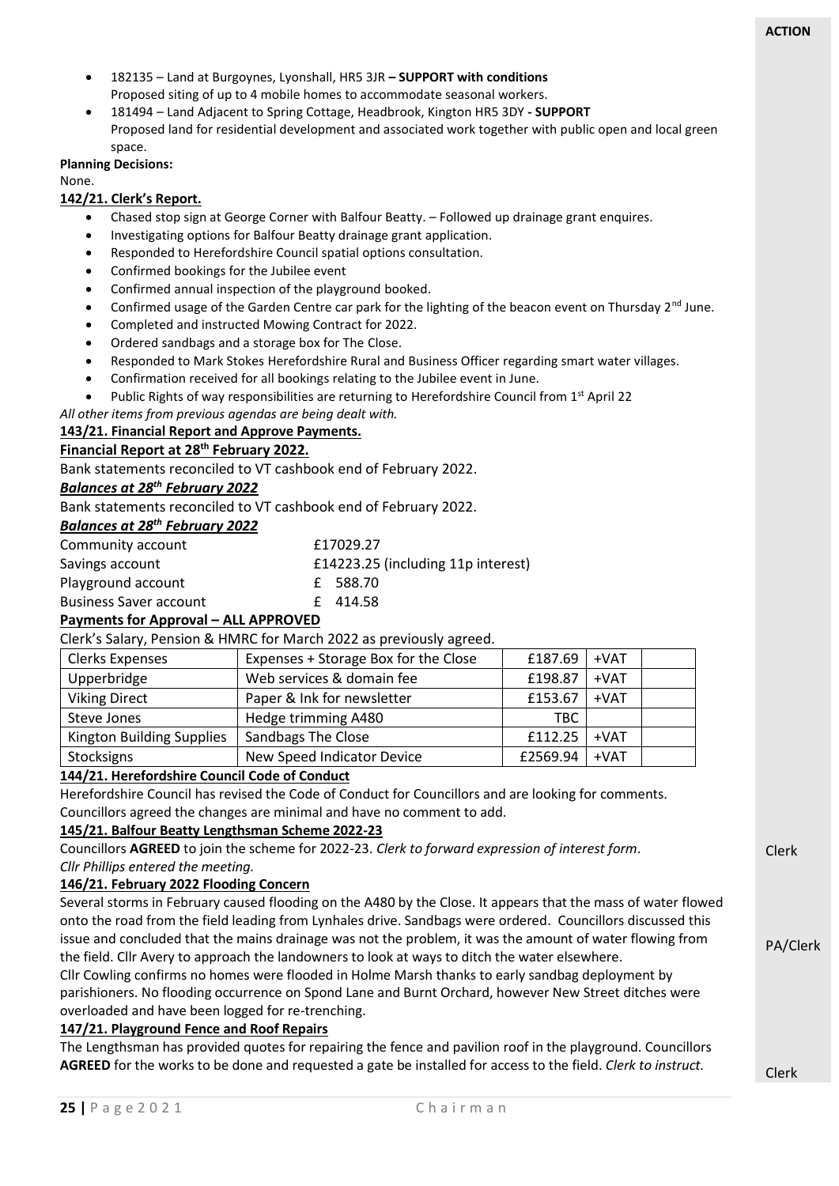**ACTION**

- 182135 – Land at Burgoynes, Lyonshall, HR5 3JR **– SUPPORT with conditions**
  Proposed siting of up to 4 mobile homes to accommodate seasonal workers.
- 181494 – Land Adjacent to Spring Cottage, Headbrook, Kington HR5 3DY **- SUPPORT**
  Proposed land for residential development and associated work together with public open and local green space.

**Planning Decisions:**

None.

**142/21. Clerk's Report.**

- Chased stop sign at George Corner with Balfour Beatty. – Followed up drainage grant enquires.
- Investigating options for Balfour Beatty drainage grant application.
- Responded to Herefordshire Council spatial options consultation.
- Confirmed bookings for the Jubilee event
- Confirmed annual inspection of the playground booked.
- Confirmed usage of the Garden Centre car park for the lighting of the beacon event on Thursday 2nd June.
- Completed and instructed Mowing Contract for 2022.
- Ordered sandbags and a storage box for The Close.
- Responded to Mark Stokes Herefordshire Rural and Business Officer regarding smart water villages.
- Confirmation received for all bookings relating to the Jubilee event in June.
- Public Rights of way responsibilities are returning to Herefordshire Council from 1st April 22

*All other items from previous agendas are being dealt with.*

**143/21. Financial Report and Approve Payments.**

**Financial Report at 28th February 2022.**

Bank statements reconciled to VT cashbook end of February 2022.

***Balances at 28th February 2022***

Bank statements reconciled to VT cashbook end of February 2022.

***Balances at 28th February 2022***

| | |
|---|---|
| Community account | £17029.27 |
| Savings account | £14223.25 (including 11p interest) |
| Playground account | £ 588.70 |
| Business Saver account | £ 414.58 |

**Payments for Approval – ALL APPROVED**

Clerk's Salary, Pension & HMRC for March 2022 as previously agreed.

| | | | | |
|---|---|---|---|---|
| Clerks Expenses | Expenses + Storage Box for the Close | £187.69 | +VAT | |
| Upperbridge | Web services & domain fee | £198.87 | +VAT | |
| Viking Direct | Paper & Ink for newsletter | £153.67 | +VAT | |
| Steve Jones | Hedge trimming A480 | TBC | | |
| Kington Building Supplies | Sandbags The Close | £112.25 | +VAT | |
| Stocksigns | New Speed Indicator Device | £2569.94 | +VAT | |

**144/21. Herefordshire Council Code of Conduct**

Herefordshire Council has revised the Code of Conduct for Councillors and are looking for comments. Councillors agreed the changes are minimal and have no comment to add.

**145/21. Balfour Beatty Lengthsman Scheme 2022-23**

Councillors **AGREED** to join the scheme for 2022-23. *Clerk to forward expression of interest form.* — Clerk

*Cllr Phillips entered the meeting.*

**146/21. February 2022 Flooding Concern**

Several storms in February caused flooding on the A480 by the Close. It appears that the mass of water flowed onto the road from the field leading from Lynhales drive. Sandbags were ordered. Councillors discussed this issue and concluded that the mains drainage was not the problem, it was the amount of water flowing from the field. Cllr Avery to approach the landowners to look at ways to ditch the water elsewhere. — PA/Clerk

Cllr Cowling confirms no homes were flooded in Holme Marsh thanks to early sandbag deployment by parishioners. No flooding occurrence on Spond Lane and Burnt Orchard, however New Street ditches were overloaded and have been logged for re-trenching.

**147/21. Playground Fence and Roof Repairs**

The Lengthsman has provided quotes for repairing the fence and pavilion roof in the playground. Councillors **AGREED** for the works to be done and requested a gate be installed for access to the field. *Clerk to instruct.* — Clerk

Chairman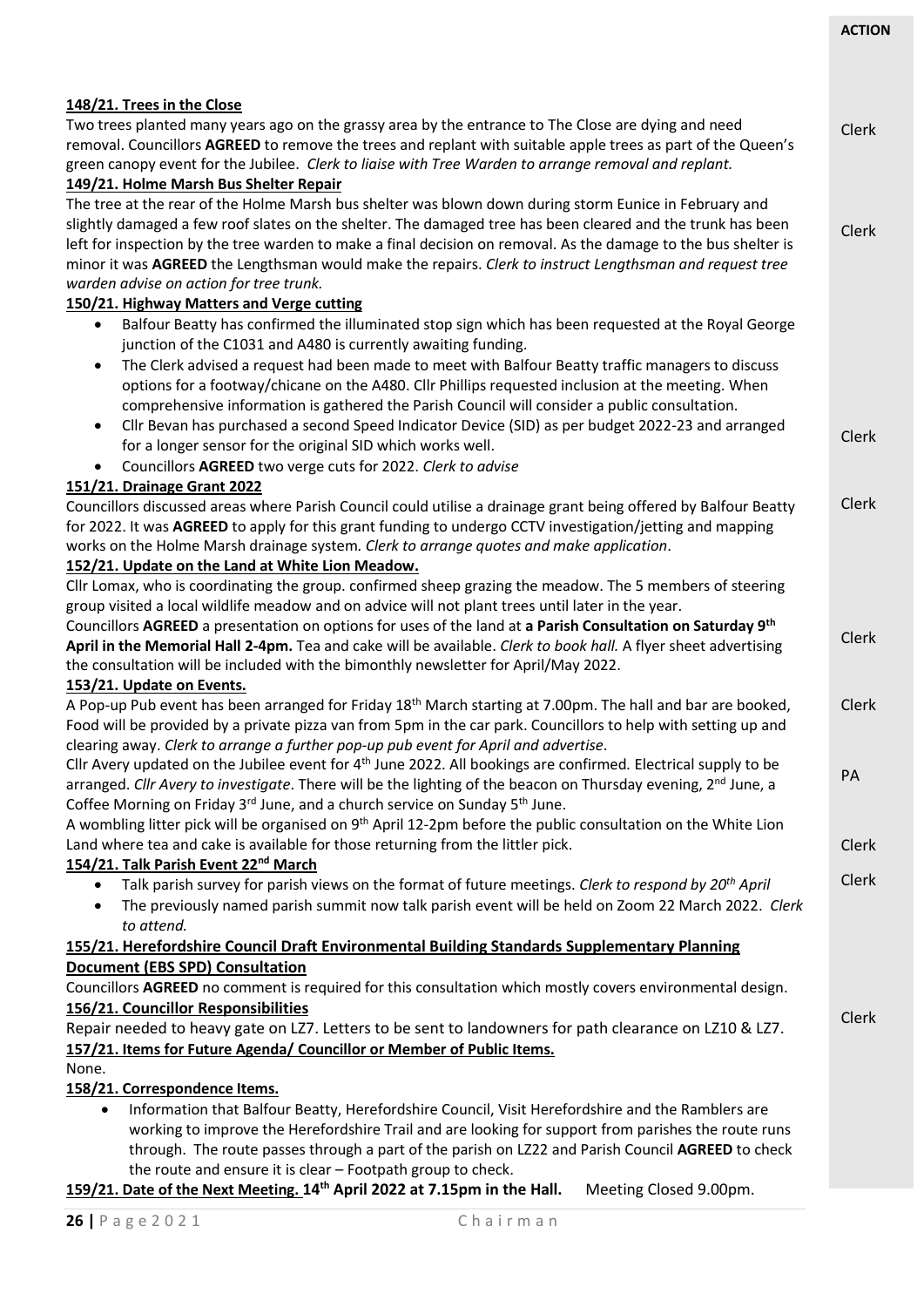**ACTION**

**148/21. Trees in the Close**

Two trees planted many years ago on the grassy area by the entrance to The Close are dying and need removal. Councillors **AGREED** to remove the trees and replant with suitable apple trees as part of the Queen's green canopy event for the Jubilee. *Clerk to liaise with Tree Warden to arrange removal and replant.* — Clerk

**149/21. Holme Marsh Bus Shelter Repair**

The tree at the rear of the Holme Marsh bus shelter was blown down during storm Eunice in February and slightly damaged a few roof slates on the shelter. The damaged tree has been cleared and the trunk has been left for inspection by the tree warden to make a final decision on removal. As the damage to the bus shelter is minor it was **AGREED** the Lengthsman would make the repairs. *Clerk to instruct Lengthsman and request tree warden advise on action for tree trunk.* — Clerk

**150/21. Highway Matters and Verge cutting**

- Balfour Beatty has confirmed the illuminated stop sign which has been requested at the Royal George junction of the C1031 and A480 is currently awaiting funding.
- The Clerk advised a request had been made to meet with Balfour Beatty traffic managers to discuss options for a footway/chicane on the A480. Cllr Phillips requested inclusion at the meeting. When comprehensive information is gathered the Parish Council will consider a public consultation.
- Cllr Bevan has purchased a second Speed Indicator Device (SID) as per budget 2022-23 and arranged for a longer sensor for the original SID which works well.
- Councillors **AGREED** two verge cuts for 2022. *Clerk to advise* — Clerk

**151/21. Drainage Grant 2022**

Councillors discussed areas where Parish Council could utilise a drainage grant being offered by Balfour Beatty for 2022. It was **AGREED** to apply for this grant funding to undergo CCTV investigation/jetting and mapping works on the Holme Marsh drainage system. *Clerk to arrange quotes and make application*. — Clerk

**152/21. Update on the Land at White Lion Meadow.**

Cllr Lomax, who is coordinating the group. confirmed sheep grazing the meadow. The 5 members of steering group visited a local wildlife meadow and on advice will not plant trees until later in the year.

Councillors **AGREED** a presentation on options for uses of the land at **a Parish Consultation on Saturday 9th April in the Memorial Hall 2-4pm.** Tea and cake will be available. *Clerk to book hall.* A flyer sheet advertising the consultation will be included with the bimonthly newsletter for April/May 2022. — Clerk

**153/21. Update on Events.**

A Pop-up Pub event has been arranged for Friday 18th March starting at 7.00pm. The hall and bar are booked, Food will be provided by a private pizza van from 5pm in the car park. Councillors to help with setting up and clearing away. *Clerk to arrange a further pop-up pub event for April and advertise*. — Clerk

Cllr Avery updated on the Jubilee event for 4th June 2022. All bookings are confirmed. Electrical supply to be arranged. *Cllr Avery to investigate*. There will be the lighting of the beacon on Thursday evening, 2nd June, a Coffee Morning on Friday 3rd June, and a church service on Sunday 5th June. — PA

A wombling litter pick will be organised on 9th April 12-2pm before the public consultation on the White Lion Land where tea and cake is available for those returning from the littler pick. — Clerk

**154/21. Talk Parish Event 22nd March**

- Talk parish survey for parish views on the format of future meetings. *Clerk to respond by 20th April* — Clerk
- The previously named parish summit now talk parish event will be held on Zoom 22 March 2022. *Clerk to attend.*

**155/21. Herefordshire Council Draft Environmental Building Standards Supplementary Planning Document (EBS SPD) Consultation**

Councillors **AGREED** no comment is required for this consultation which mostly covers environmental design.

**156/21. Councillor Responsibilities**

Repair needed to heavy gate on LZ7. Letters to be sent to landowners for path clearance on LZ10 & LZ7. — Clerk

**157/21. Items for Future Agenda/ Councillor or Member of Public Items.**

None.

**158/21. Correspondence Items.**

- Information that Balfour Beatty, Herefordshire Council, Visit Herefordshire and the Ramblers are working to improve the Herefordshire Trail and are looking for support from parishes the route runs through. The route passes through a part of the parish on LZ22 and Parish Council **AGREED** to check the route and ensure it is clear – Footpath group to check.

**159/21. Date of the Next Meeting. 14th April 2022 at 7.15pm in the Hall.** Meeting Closed 9.00pm.

Chairman